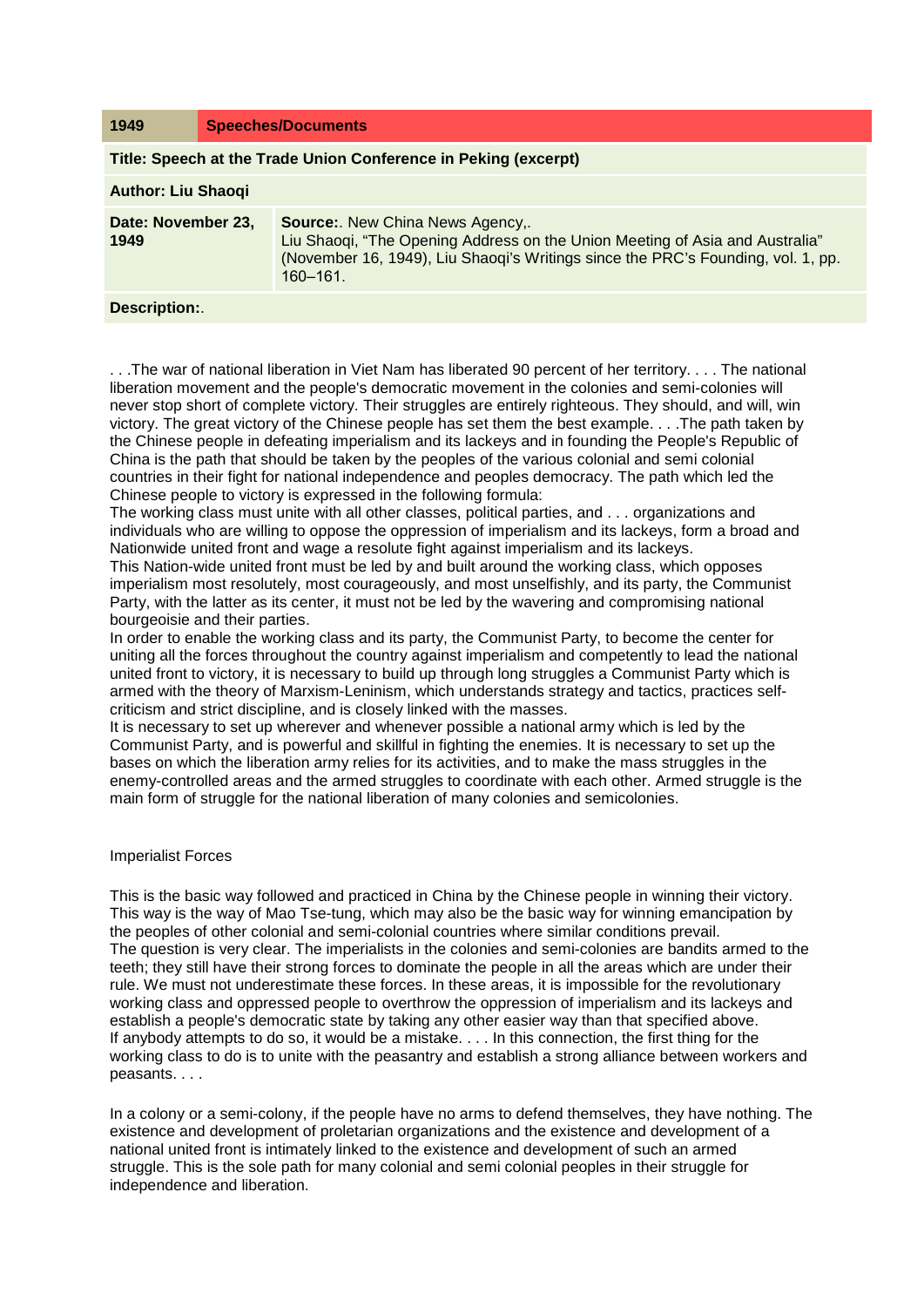| | |
|---|---|
| **1949** | **Speeches/Documents** |

**Title: Speech at the Trade Union Conference in Peking (excerpt)**

**Author: Liu Shaoqi**

| | |
|---|---|
| **Date: November 23, 1949** | **Source:**. New China News Agency,. Liu Shaoqi, "The Opening Address on the Union Meeting of Asia and Australia" (November 16, 1949), Liu Shaoqi's Writings since the PRC's Founding, vol. 1, pp. 160–161. |

**Description:**.

. . .The war of national liberation in Viet Nam has liberated 90 percent of her territory. . . . The national liberation movement and the people's democratic movement in the colonies and semi-colonies will never stop short of complete victory. Their struggles are entirely righteous. They should, and will, win victory. The great victory of the Chinese people has set them the best example. . . .The path taken by the Chinese people in defeating imperialism and its lackeys and in founding the People's Republic of China is the path that should be taken by the peoples of the various colonial and semi colonial countries in their fight for national independence and peoples democracy. The path which led the Chinese people to victory is expressed in the following formula:

The working class must unite with all other classes, political parties, and . . . organizations and individuals who are willing to oppose the oppression of imperialism and its lackeys, form a broad and Nationwide united front and wage a resolute fight against imperialism and its lackeys.

This Nation-wide united front must be led by and built around the working class, which opposes imperialism most resolutely, most courageously, and most unselfishly, and its party, the Communist Party, with the latter as its center, it must not be led by the wavering and compromising national bourgeoisie and their parties.

In order to enable the working class and its party, the Communist Party, to become the center for uniting all the forces throughout the country against imperialism and competently to lead the national united front to victory, it is necessary to build up through long struggles a Communist Party which is armed with the theory of Marxism-Leninism, which understands strategy and tactics, practices self-criticism and strict discipline, and is closely linked with the masses.

It is necessary to set up wherever and whenever possible a national army which is led by the Communist Party, and is powerful and skillful in fighting the enemies. It is necessary to set up the bases on which the liberation army relies for its activities, and to make the mass struggles in the enemy-controlled areas and the armed struggles to coordinate with each other. Armed struggle is the main form of struggle for the national liberation of many colonies and semicolonies.

Imperialist Forces

This is the basic way followed and practiced in China by the Chinese people in winning their victory. This way is the way of Mao Tse-tung, which may also be the basic way for winning emancipation by the peoples of other colonial and semi-colonial countries where similar conditions prevail.

The question is very clear. The imperialists in the colonies and semi-colonies are bandits armed to the teeth; they still have their strong forces to dominate the people in all the areas which are under their rule. We must not underestimate these forces. In these areas, it is impossible for the revolutionary working class and oppressed people to overthrow the oppression of imperialism and its lackeys and establish a people's democratic state by taking any other easier way than that specified above.

If anybody attempts to do so, it would be a mistake. . . . In this connection, the first thing for the working class to do is to unite with the peasantry and establish a strong alliance between workers and peasants. . . .

In a colony or a semi-colony, if the people have no arms to defend themselves, they have nothing. The existence and development of proletarian organizations and the existence and development of a national united front is intimately linked to the existence and development of such an armed struggle. This is the sole path for many colonial and semi colonial peoples in their struggle for independence and liberation.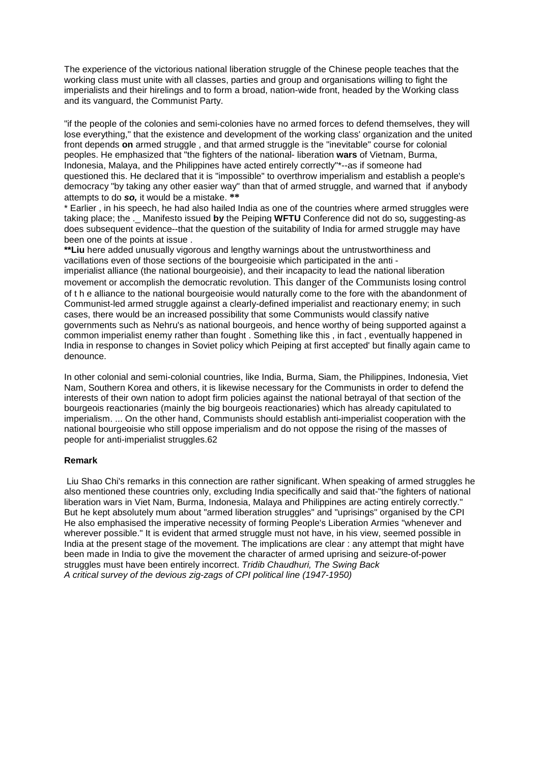The experience of the victorious national liberation struggle of the Chinese people teaches that the working class must unite with all classes, parties and group and organisations willing to fight the imperialists and their hirelings and to form a broad, nation-wide front, headed by the Working class and its vanguard, the Communist Party.

"if the people of the colonies and semi-colonies have no armed forces to defend themselves, they will lose everything," that the existence and development of the working class' organization and the united front depends **on** armed struggle , and that armed struggle is the "inevitable" course for colonial peoples. He emphasized that "the fighters of the national- liberation **wars** of Vietnam, Burma, Indonesia, Malaya, and the Philippines have acted entirely correctly"*--as if someone had questioned this. He declared that it is "impossible" to overthrow imperialism and establish a people's democracy "by taking any other easier way" than that of armed struggle, and warned that if anybody attempts to do ***so,*** it would be a mistake. **

* Earlier , in his speech, he had also hailed India as one of the countries where armed struggles were taking place; the ._ Manifesto issued **by** the Peiping **WFTU** Conference did not do so***,*** suggesting-as does subsequent evidence--that the question of the suitability of India for armed struggle may have been one of the points at issue .

****Liu** here added unusually vigorous and lengthy warnings about the untrustworthiness and vacillations even of those sections of the bourgeoisie which participated in the anti - imperialist alliance (the national bourgeoisie), and their incapacity to lead the national liberation movement or accomplish the democratic revolution. This danger of the Communists losing control of t h e alliance to the national bourgeoisie would naturally come to the fore with the abandonment of Communist-led armed struggle against a clearly-defined imperialist and reactionary enemy; in such cases, there would be an increased possibility that some Communists would classify native governments such as Nehru's as national bourgeois, and hence worthy of being supported against a common imperialist enemy rather than fought . Something like this , in fact , eventually happened in India in response to changes in Soviet policy which Peiping at first accepted' but finally again came to denounce.

In other colonial and semi-colonial countries, like India, Burma, Siam, the Philippines, Indonesia, Viet Nam, Southern Korea and others, it is likewise necessary for the Communists in order to defend the interests of their own nation to adopt firm policies against the national betrayal of that section of the bourgeois reactionaries (mainly the big bourgeois reactionaries) which has already capitulated to imperialism. ... On the other hand, Communists should establish anti-imperialist cooperation with the national bourgeoisie who still oppose imperialism and do not oppose the rising of the masses of people for anti-imperialist struggles.62

**Remark**

Liu Shao Chi's remarks in this connection are rather significant. When speaking of armed struggles he also mentioned these countries only, excluding India specifically and said that-"the fighters of national liberation wars in Viet Nam, Burma, Indonesia, Malaya and Philippines are acting entirely correctly." But he kept absolutely mum about "armed liberation struggles" and "uprisings" organised by the CPI He also emphasised the imperative necessity of forming People's Liberation Armies "whenever and wherever possible." It is evident that armed struggle must not have, in his view, seemed possible in India at the present stage of the movement. The implications are clear : any attempt that might have been made in India to give the movement the character of armed uprising and seizure-of-power struggles must have been entirely incorrect. *Tridib Chaudhuri, The Swing Back*
*A critical survey of the devious zig-zags of CPI political line (1947-1950)*